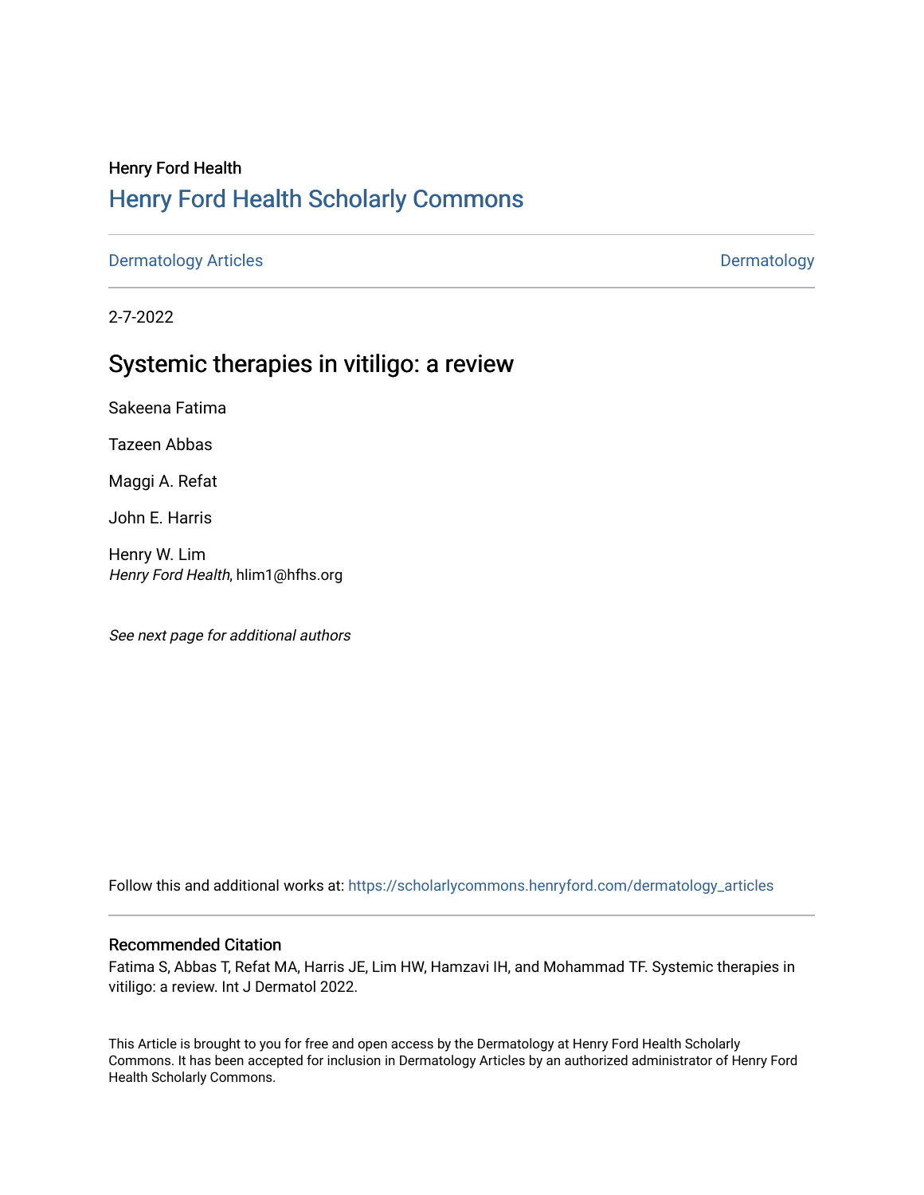Henry Ford Health

# Henry Ford Health Scholarly Commons

Dermatology Articles | Dermatology

2-7-2022

## Systemic therapies in vitiligo: a review

Sakeena Fatima

Tazeen Abbas

Maggi A. Refat

John E. Harris

Henry W. Lim
*Henry Ford Health*, hlim1@hfhs.org

*See next page for additional authors*

Follow this and additional works at: https://scholarlycommons.henryford.com/dermatology_articles

### Recommended Citation

Fatima S, Abbas T, Refat MA, Harris JE, Lim HW, Hamzavi IH, and Mohammad TF. Systemic therapies in vitiligo: a review. Int J Dermatol 2022.

This Article is brought to you for free and open access by the Dermatology at Henry Ford Health Scholarly Commons. It has been accepted for inclusion in Dermatology Articles by an authorized administrator of Henry Ford Health Scholarly Commons.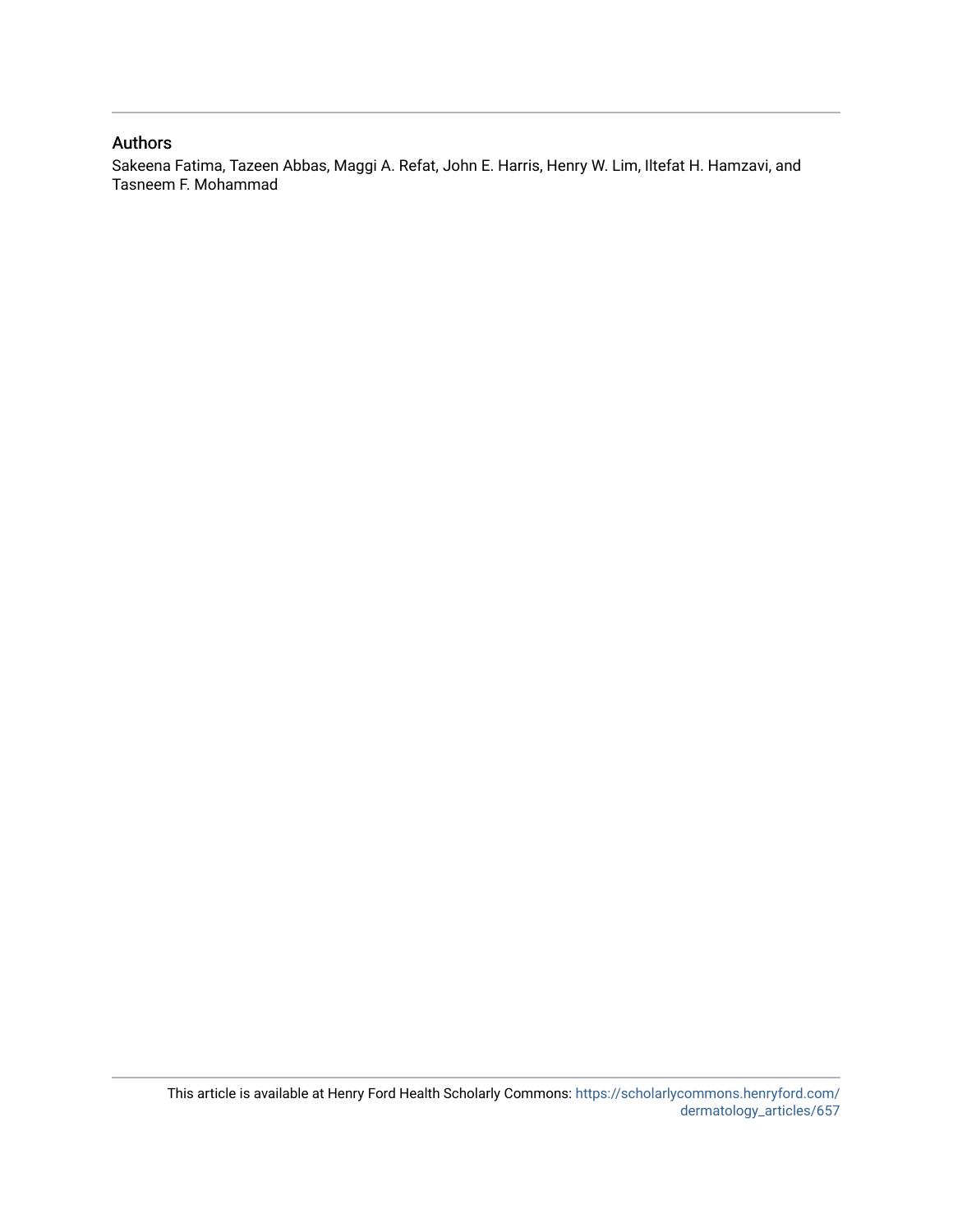## Authors

Sakeena Fatima, Tazeen Abbas, Maggi A. Refat, John E. Harris, Henry W. Lim, Iltefat H. Hamzavi, and Tasneem F. Mohammad

This article is available at Henry Ford Health Scholarly Commons: https://scholarlycommons.henryford.com/dermatology_articles/657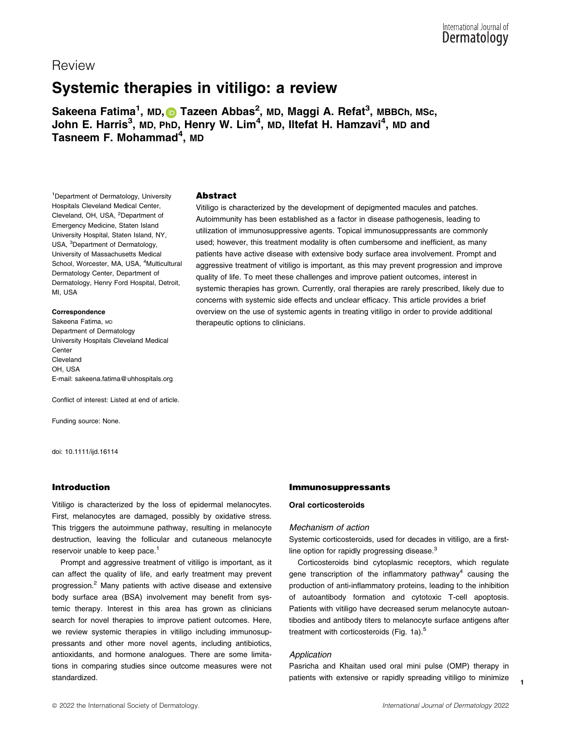## Review

# Systemic therapies in vitiligo: a review

**Sakeena Fatima[1], MD, Tazeen Abbas[2], MD, Maggi A. Refat[3], MBBCh, MSc, John E. Harris[3], MD, PhD, Henry W. Lim[4], MD, Iltefat H. Hamzavi[4], MD and Tasneem F. Mohammad[4], MD**

[1]Department of Dermatology, University Hospitals Cleveland Medical Center, Cleveland, OH, USA, [2]Department of Emergency Medicine, Staten Island University Hospital, Staten Island, NY, USA, [3]Department of Dermatology, University of Massachusetts Medical School, Worcester, MA, USA, [4]Multicultural Dermatology Center, Department of Dermatology, Henry Ford Hospital, Detroit, MI, USA

**Correspondence**
Sakeena Fatima, MD
Department of Dermatology
University Hospitals Cleveland Medical Center
Cleveland
OH, USA
E-mail: sakeena.fatima@uhhospitals.org

Conflict of interest: Listed at end of article.

Funding source: None.

doi: 10.1111/ijd.16114

## Abstract

Vitiligo is characterized by the development of depigmented macules and patches. Autoimmunity has been established as a factor in disease pathogenesis, leading to utilization of immunosuppressive agents. Topical immunosuppressants are commonly used; however, this treatment modality is often cumbersome and inefficient, as many patients have active disease with extensive body surface area involvement. Prompt and aggressive treatment of vitiligo is important, as this may prevent progression and improve quality of life. To meet these challenges and improve patient outcomes, interest in systemic therapies has grown. Currently, oral therapies are rarely prescribed, likely due to concerns with systemic side effects and unclear efficacy. This article provides a brief overview on the use of systemic agents in treating vitiligo in order to provide additional therapeutic options to clinicians.

## Introduction

Vitiligo is characterized by the loss of epidermal melanocytes. First, melanocytes are damaged, possibly by oxidative stress. This triggers the autoimmune pathway, resulting in melanocyte destruction, leaving the follicular and cutaneous melanocyte reservoir unable to keep pace.[1]

Prompt and aggressive treatment of vitiligo is important, as it can affect the quality of life, and early treatment may prevent progression.[2] Many patients with active disease and extensive body surface area (BSA) involvement may benefit from systemic therapy. Interest in this area has grown as clinicians search for novel therapies to improve patient outcomes. Here, we review systemic therapies in vitiligo including immunosuppressants and other more novel agents, including antibiotics, antioxidants, and hormone analogues. There are some limitations in comparing studies since outcome measures were not standardized.

## Immunosuppressants

### Oral corticosteroids

#### *Mechanism of action*

Systemic corticosteroids, used for decades in vitiligo, are a first-line option for rapidly progressing disease.[3]

Corticosteroids bind cytoplasmic receptors, which regulate gene transcription of the inflammatory pathway[4] causing the production of anti-inflammatory proteins, leading to the inhibition of autoantibody formation and cytotoxic T-cell apoptosis. Patients with vitiligo have decreased serum melanocyte autoantibodies and antibody titers to melanocyte surface antigens after treatment with corticosteroids (Fig. 1a).[5]

#### *Application*

Pasricha and Khaitan used oral mini pulse (OMP) therapy in patients with extensive or rapidly spreading vitiligo to minimize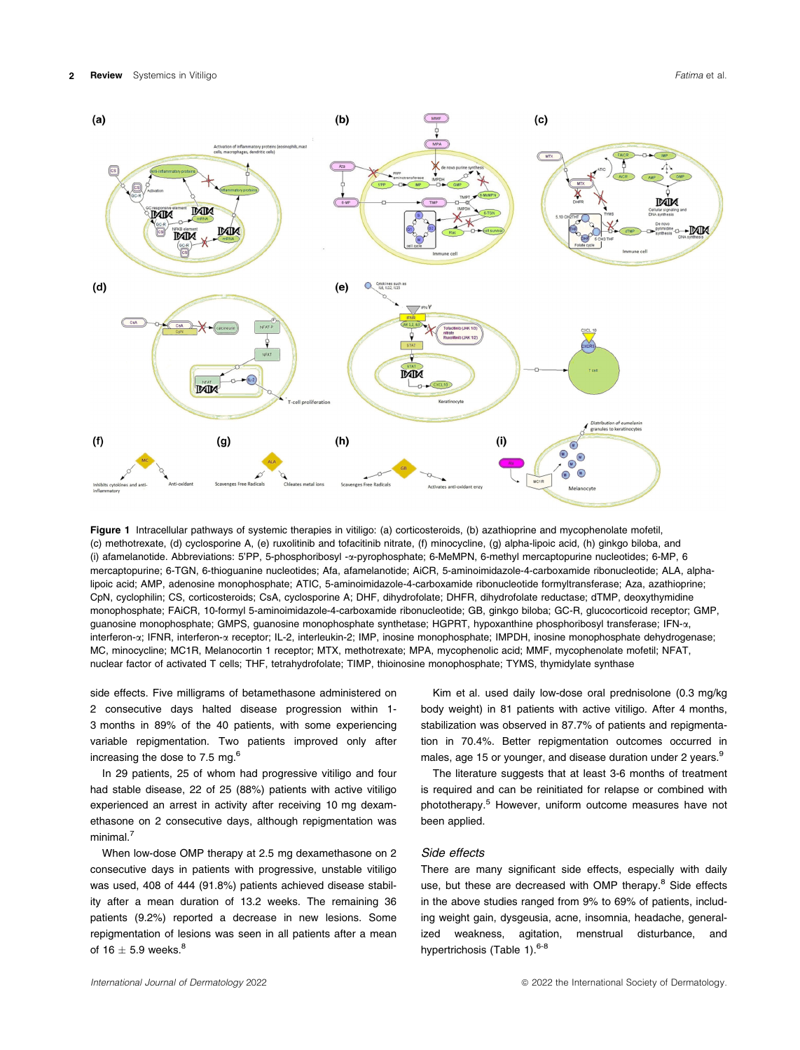Figure 1 Intracellular pathways of systemic therapies in vitiligo: (a) corticosteroids, (b) azathioprine and mycophenolate mofetil, (c) methotrexate, (d) cyclosporine A, (e) ruxolitinib and tofacitinib nitrate, (f) minocycline, (g) alpha-lipoic acid, (h) ginkgo biloba, and (i) afamelanotide. Abbreviations: 5′PP, 5-phosphoribosyl -α-pyrophosphate; 6-MeMPN, 6-methyl mercaptopurine nucleotides; 6-MP, 6 mercaptopurine; 6-TGN, 6-thioguanine nucleotides; Afa, afamelanotide; AiCR, 5-aminoimidazole-4-carboxamide ribonucleotide; ALA, alpha-lipoic acid; AMP, adenosine monophosphate; ATIC, 5-aminoimidazole-4-carboxamide ribonucleotide formyltransferase; Aza, azathioprine; CpN, cyclophilin; CS, corticosteroids; CsA, cyclosporine A; DHF, dihydrofolate; DHFR, dihydrofolate reductase; dTMP, deoxythymidine monophosphate; FAiCR, 10-formyl 5-aminoimidazole-4-carboxamide ribonucleotide; GB, ginkgo biloba; GC-R, glucocorticoid receptor; GMP, guanosine monophosphate; GMPS, guanosine monophosphate synthetase; HGPRT, hypoxanthine phosphoribosyl transferase; IFN-α, interferon-α; IFNR, interferon-α receptor; IL-2, interleukin-2; IMP, inosine monophosphate; IMPDH, inosine monophosphate dehydrogenase; MC, minocycline; MC1R, Melanocortin 1 receptor; MTX, methotrexate; MPA, mycophenolic acid; MMF, mycophenolate mofetil; NFAT, nuclear factor of activated T cells; THF, tetrahydrofolate; TIMP, thioinosine monophosphate; TYMS, thymidylate synthase

side effects. Five milligrams of betamethasone administered on 2 consecutive days halted disease progression within 1-3 months in 89% of the 40 patients, with some experiencing variable repigmentation. Two patients improved only after increasing the dose to 7.5 mg.[6]

In 29 patients, 25 of whom had progressive vitiligo and four had stable disease, 22 of 25 (88%) patients with active vitiligo experienced an arrest in activity after receiving 10 mg dexamethasone on 2 consecutive days, although repigmentation was minimal.[7]

When low-dose OMP therapy at 2.5 mg dexamethasone on 2 consecutive days in patients with progressive, unstable vitiligo was used, 408 of 444 (91.8%) patients achieved disease stability after a mean duration of 13.2 weeks. The remaining 36 patients (9.2%) reported a decrease in new lesions. Some repigmentation of lesions was seen in all patients after a mean of 16 ± 5.9 weeks.[8]

Kim et al. used daily low-dose oral prednisolone (0.3 mg/kg body weight) in 81 patients with active vitiligo. After 4 months, stabilization was observed in 87.7% of patients and repigmentation in 70.4%. Better repigmentation outcomes occurred in males, age 15 or younger, and disease duration under 2 years.[9]

The literature suggests that at least 3-6 months of treatment is required and can be reinitiated for relapse or combined with phototherapy.[5] However, uniform outcome measures have not been applied.

### *Side effects*

There are many significant side effects, especially with daily use, but these are decreased with OMP therapy.[8] Side effects in the above studies ranged from 9% to 69% of patients, including weight gain, dysgeusia, acne, insomnia, headache, generalized weakness, agitation, menstrual disturbance, and hypertrichosis (Table 1).[6-8]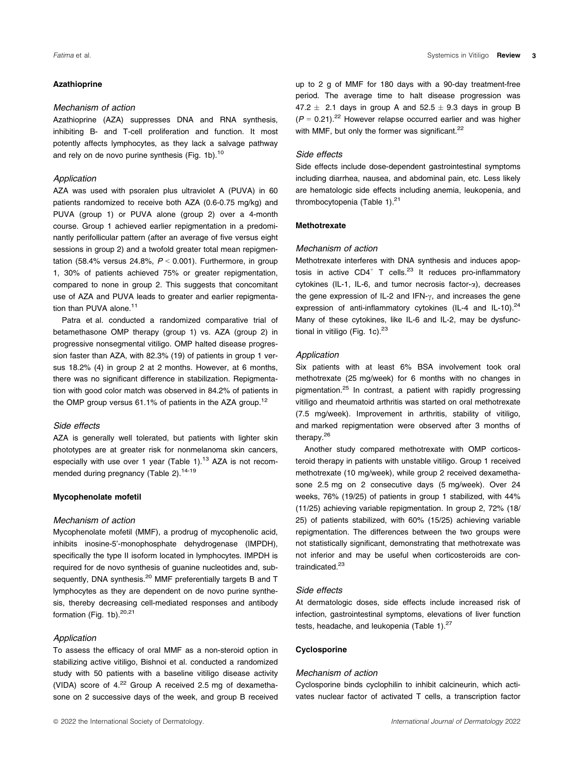## Azathioprine

### Mechanism of action

Azathioprine (AZA) suppresses DNA and RNA synthesis, inhibiting B- and T-cell proliferation and function. It most potently affects lymphocytes, as they lack a salvage pathway and rely on de novo purine synthesis (Fig. 1b).[10]

### Application

AZA was used with psoralen plus ultraviolet A (PUVA) in 60 patients randomized to receive both AZA (0.6-0.75 mg/kg) and PUVA (group 1) or PUVA alone (group 2) over a 4-month course. Group 1 achieved earlier repigmentation in a predominantly perifollicular pattern (after an average of five versus eight sessions in group 2) and a twofold greater total mean repigmentation (58.4% versus 24.8%, $P < 0.001$). Furthermore, in group 1, 30% of patients achieved 75% or greater repigmentation, compared to none in group 2. This suggests that concomitant use of AZA and PUVA leads to greater and earlier repigmentation than PUVA alone.[11]

Patra et al. conducted a randomized comparative trial of betamethasone OMP therapy (group 1) vs. AZA (group 2) in progressive nonsegmental vitiligo. OMP halted disease progression faster than AZA, with 82.3% (19) of patients in group 1 versus 18.2% (4) in group 2 at 2 months. However, at 6 months, there was no significant difference in stabilization. Repigmentation with good color match was observed in 84.2% of patients in the OMP group versus 61.1% of patients in the AZA group.[12]

### Side effects

AZA is generally well tolerated, but patients with lighter skin phototypes are at greater risk for nonmelanoma skin cancers, especially with use over 1 year (Table 1).[13] AZA is not recommended during pregnancy (Table 2).[14-19]

## Mycophenolate mofetil

### Mechanism of action

Mycophenolate mofetil (MMF), a prodrug of mycophenolic acid, inhibits inosine-5'-monophosphate dehydrogenase (IMPDH), specifically the type II isoform located in lymphocytes. IMPDH is required for de novo synthesis of guanine nucleotides and, subsequently, DNA synthesis.[20] MMF preferentially targets B and T lymphocytes as they are dependent on de novo purine synthesis, thereby decreasing cell-mediated responses and antibody formation (Fig. 1b).[20,21]

### Application

To assess the efficacy of oral MMF as a non-steroid option in stabilizing active vitiligo, Bishnoi et al. conducted a randomized study with 50 patients with a baseline vitiligo disease activity (VIDA) score of 4.[22] Group A received 2.5 mg of dexamethasone on 2 successive days of the week, and group B received up to 2 g of MMF for 180 days with a 90-day treatment-free period. The average time to halt disease progression was $47.2 \pm 2.1$ days in group A and $52.5 \pm 9.3$ days in group B ($P = 0.21$).[22] However relapse occurred earlier and was higher with MMF, but only the former was significant.[22]

### Side effects

Side effects include dose-dependent gastrointestinal symptoms including diarrhea, nausea, and abdominal pain, etc. Less likely are hematologic side effects including anemia, leukopenia, and thrombocytopenia (Table 1).[21]

## Methotrexate

### Mechanism of action

Methotrexate interferes with DNA synthesis and induces apoptosis in active $CD4^+$ T cells.[23] It reduces pro-inflammatory cytokines (IL-1, IL-6, and tumor necrosis factor-$\alpha$), decreases the gene expression of IL-2 and IFN-$\gamma$, and increases the gene expression of anti-inflammatory cytokines (IL-4 and IL-10).[24] Many of these cytokines, like IL-6 and IL-2, may be dysfunctional in vitiligo (Fig. 1c).[23]

### Application

Six patients with at least 6% BSA involvement took oral methotrexate (25 mg/week) for 6 months with no changes in pigmentation.[25] In contrast, a patient with rapidly progressing vitiligo and rheumatoid arthritis was started on oral methotrexate (7.5 mg/week). Improvement in arthritis, stability of vitiligo, and marked repigmentation were observed after 3 months of therapy.[26]

Another study compared methotrexate with OMP corticosteroid therapy in patients with unstable vitiligo. Group 1 received methotrexate (10 mg/week), while group 2 received dexamethasone 2.5 mg on 2 consecutive days (5 mg/week). Over 24 weeks, 76% (19/25) of patients in group 1 stabilized, with 44% (11/25) achieving variable repigmentation. In group 2, 72% (18/25) of patients stabilized, with 60% (15/25) achieving variable repigmentation. The differences between the two groups were not statistically significant, demonstrating that methotrexate was not inferior and may be useful when corticosteroids are contraindicated.[23]

### Side effects

At dermatologic doses, side effects include increased risk of infection, gastrointestinal symptoms, elevations of liver function tests, headache, and leukopenia (Table 1).[27]

## Cyclosporine

### Mechanism of action

Cyclosporine binds cyclophilin to inhibit calcineurin, which activates nuclear factor of activated T cells, a transcription factor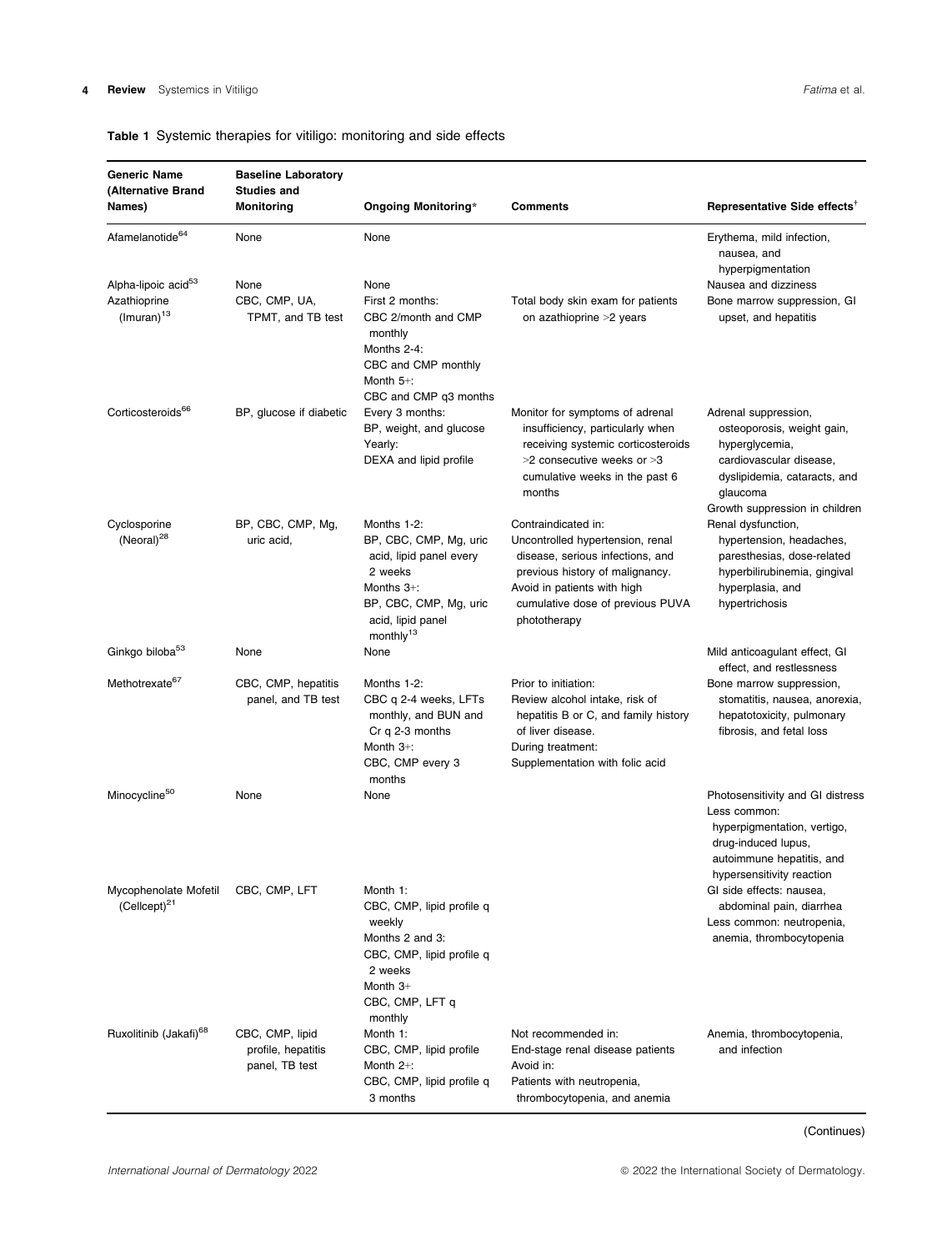**Table 1** Systemic therapies for vitiligo: monitoring and side effects

| Generic Name (Alternative Brand Names) | Baseline Laboratory Studies and Monitoring | Ongoing Monitoring* | Comments | Representative Side effects† |
|---|---|---|---|---|
| Afamelanotide[64] | None | None | | Erythema, mild infection, nausea, and hyperpigmentation |
| Alpha-lipoic acid[53] | None | None | | Nausea and dizziness |
| Azathioprine (Imuran)[13] | CBC, CMP, UA, TPMT, and TB test | First 2 months: CBC 2/month and CMP monthly<br>Months 2-4: CBC and CMP monthly<br>Month 5+: CBC and CMP q3 months | Total body skin exam for patients on azathioprine >2 years | Bone marrow suppression, GI upset, and hepatitis |
| Corticosteroids[66] | BP, glucose if diabetic | Every 3 months: BP, weight, and glucose<br>Yearly: DEXA and lipid profile | Monitor for symptoms of adrenal insufficiency, particularly when receiving systemic corticosteroids >2 consecutive weeks or >3 cumulative weeks in the past 6 months | Adrenal suppression, osteoporosis, weight gain, hyperglycemia, cardiovascular disease, dyslipidemia, cataracts, and glaucoma<br>Growth suppression in children |
| Cyclosporine (Neoral)[28] | BP, CBC, CMP, Mg, uric acid, | Months 1-2: BP, CBC, CMP, Mg, uric acid, lipid panel every 2 weeks<br>Months 3+: BP, CBC, CMP, Mg, uric acid, lipid panel monthly[13] | Contraindicated in: Uncontrolled hypertension, renal disease, serious infections, and previous history of malignancy.<br>Avoid in patients with high cumulative dose of previous PUVA phototherapy | Renal dysfunction, hypertension, headaches, paresthesias, dose-related hyperbilirubinemia, gingival hyperplasia, and hypertrichosis |
| Ginkgo biloba[53] | None | None | | Mild anticoagulant effect, GI effect, and restlessness |
| Methotrexate[67] | CBC, CMP, hepatitis panel, and TB test | Months 1-2: CBC q 2-4 weeks, LFTs monthly, and BUN and Cr q 2-3 months<br>Month 3+: CBC, CMP every 3 months | Prior to initiation: Review alcohol intake, risk of hepatitis B or C, and family history of liver disease.<br>During treatment: Supplementation with folic acid | Bone marrow suppression, stomatitis, nausea, anorexia, hepatotoxicity, pulmonary fibrosis, and fetal loss |
| Minocycline[50] | None | None | | Photosensitivity and GI distress<br>Less common: hyperpigmentation, vertigo, drug-induced lupus, autoimmune hepatitis, and hypersensitivity reaction |
| Mycophenolate Mofetil (Cellcept)[21] | CBC, CMP, LFT | Month 1: CBC, CMP, lipid profile q weekly<br>Months 2 and 3: CBC, CMP, lipid profile q 2 weeks<br>Month 3+ CBC, CMP, LFT q monthly | | GI side effects: nausea, abdominal pain, diarrhea<br>Less common: neutropenia, anemia, thrombocytopenia |
| Ruxolitinib (Jakafi)[68] | CBC, CMP, lipid profile, hepatitis panel, TB test | Month 1: CBC, CMP, lipid profile<br>Month 2+: CBC, CMP, lipid profile q 3 months | Not recommended in: End-stage renal disease patients<br>Avoid in: Patients with neutropenia, thrombocytopenia, and anemia | Anemia, thrombocytopenia, and infection |

(Continues)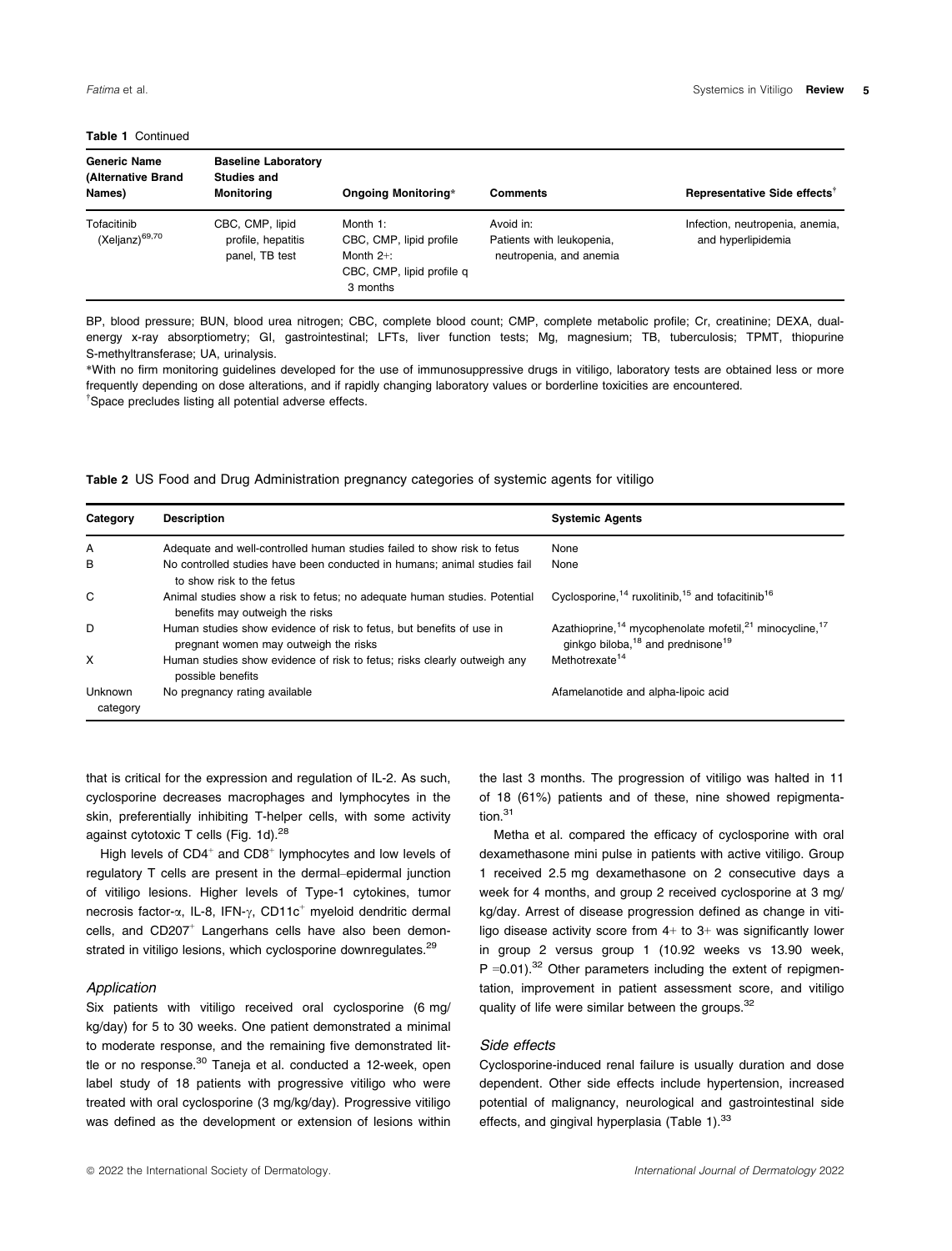**Table 1** Continued

| Generic Name (Alternative Brand Names) | Baseline Laboratory Studies and Monitoring | Ongoing Monitoring* | Comments | Representative Side effects† |
| --- | --- | --- | --- | --- |
| Tofacitinib (Xeljanz)[69,70] | CBC, CMP, lipid profile, hepatitis panel, TB test | Month 1: CBC, CMP, lipid profile Month 2+: CBC, CMP, lipid profile q 3 months | Avoid in: Patients with leukopenia, neutropenia, and anemia | Infection, neutropenia, anemia, and hyperlipidemia |

BP, blood pressure; BUN, blood urea nitrogen; CBC, complete blood count; CMP, complete metabolic profile; Cr, creatinine; DEXA, dual-energy x-ray absorptiometry; GI, gastrointestinal; LFTs, liver function tests; Mg, magnesium; TB, tuberculosis; TPMT, thiopurine S-methyltransferase; UA, urinalysis.

*With no firm monitoring guidelines developed for the use of immunosuppressive drugs in vitiligo, laboratory tests are obtained less or more frequently depending on dose alterations, and if rapidly changing laboratory values or borderline toxicities are encountered.

†Space precludes listing all potential adverse effects.

**Table 2** US Food and Drug Administration pregnancy categories of systemic agents for vitiligo

| Category | Description | Systemic Agents |
| --- | --- | --- |
| A | Adequate and well-controlled human studies failed to show risk to fetus | None |
| B | No controlled studies have been conducted in humans; animal studies fail to show risk to the fetus | None |
| C | Animal studies show a risk to fetus; no adequate human studies. Potential benefits may outweigh the risks | Cyclosporine,[14] ruxolitinib,[15] and tofacitinib[16] |
| D | Human studies show evidence of risk to fetus, but benefits of use in pregnant women may outweigh the risks | Azathioprine,[14] mycophenolate mofetil,[21] minocycline,[17] ginkgo biloba,[18] and prednisone[19] |
| X | Human studies show evidence of risk to fetus; risks clearly outweigh any possible benefits | Methotrexate[14] |
| Unknown category | No pregnancy rating available | Afamelanotide and alpha-lipoic acid |

that is critical for the expression and regulation of IL-2. As such, cyclosporine decreases macrophages and lymphocytes in the skin, preferentially inhibiting T-helper cells, with some activity against cytotoxic T cells (Fig. 1d).[28]

High levels of $CD4^+$ and $CD8^+$ lymphocytes and low levels of regulatory T cells are present in the dermal–epidermal junction of vitiligo lesions. Higher levels of Type-1 cytokines, tumor necrosis factor-α, IL-8, IFN-γ, $CD11c^+$ myeloid dendritic dermal cells, and $CD207^+$ Langerhans cells have also been demonstrated in vitiligo lesions, which cyclosporine downregulates.[29]

### *Application*

Six patients with vitiligo received oral cyclosporine (6 mg/kg/day) for 5 to 30 weeks. One patient demonstrated a minimal to moderate response, and the remaining five demonstrated little or no response.[30] Taneja et al. conducted a 12-week, open label study of 18 patients with progressive vitiligo who were treated with oral cyclosporine (3 mg/kg/day). Progressive vitiligo was defined as the development or extension of lesions within the last 3 months. The progression of vitiligo was halted in 11 of 18 (61%) patients and of these, nine showed repigmentation.[31]

Metha et al. compared the efficacy of cyclosporine with oral dexamethasone mini pulse in patients with active vitiligo. Group 1 received 2.5 mg dexamethasone on 2 consecutive days a week for 4 months, and group 2 received cyclosporine at 3 mg/kg/day. Arrest of disease progression defined as change in vitiligo disease activity score from 4+ to 3+ was significantly lower in group 2 versus group 1 (10.92 weeks vs 13.90 week, $P = 0.01$).[32] Other parameters including the extent of repigmentation, improvement in patient assessment score, and vitiligo quality of life were similar between the groups.[32]

### *Side effects*

Cyclosporine-induced renal failure is usually duration and dose dependent. Other side effects include hypertension, increased potential of malignancy, neurological and gastrointestinal side effects, and gingival hyperplasia (Table 1).[33]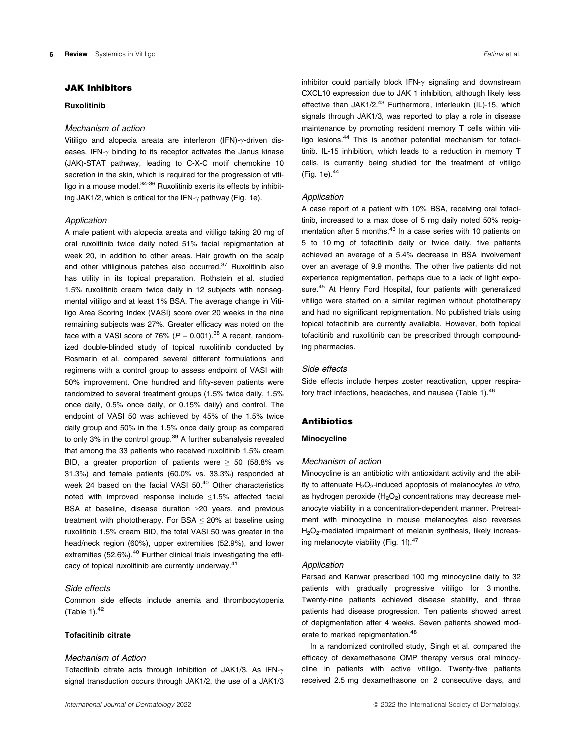## JAK Inhibitors

### Ruxolitinib

#### *Mechanism of action*

Vitiligo and alopecia areata are interferon (IFN)-γ-driven diseases. IFN-γ binding to its receptor activates the Janus kinase (JAK)-STAT pathway, leading to C-X-C motif chemokine 10 secretion in the skin, which is required for the progression of vitiligo in a mouse model.[34-36] Ruxolitinib exerts its effects by inhibiting JAK1/2, which is critical for the IFN-γ pathway (Fig. 1e).

#### *Application*

A male patient with alopecia areata and vitiligo taking 20 mg of oral ruxolitinib twice daily noted 51% facial repigmentation at week 20, in addition to other areas. Hair growth on the scalp and other vitiliginous patches also occurred.[37] Ruxolitinib also has utility in its topical preparation. Rothstein et al. studied 1.5% ruxolitinib cream twice daily in 12 subjects with nonsegmental vitiligo and at least 1% BSA. The average change in Vitiligo Area Scoring Index (VASI) score over 20 weeks in the nine remaining subjects was 27%. Greater efficacy was noted on the face with a VASI score of 76% ($P = 0.001$).[38] A recent, randomized double-blinded study of topical ruxolitinib conducted by Rosmarin et al. compared several different formulations and regimens with a control group to assess endpoint of VASI with 50% improvement. One hundred and fifty-seven patients were randomized to several treatment groups (1.5% twice daily, 1.5% once daily, 0.5% once daily, or 0.15% daily) and control. The endpoint of VASI 50 was achieved by 45% of the 1.5% twice daily group and 50% in the 1.5% once daily group as compared to only 3% in the control group.[39] A further subanalysis revealed that among the 33 patients who received ruxolitinib 1.5% cream BID, a greater proportion of patients were $\geq$ 50 (58.8% vs 31.3%) and female patients (60.0% vs. 33.3%) responded at week 24 based on the facial VASI 50.[40] Other characteristics noted with improved response include $\leq$1.5% affected facial BSA at baseline, disease duration >20 years, and previous treatment with phototherapy. For BSA $\leq$ 20% at baseline using ruxolitinib 1.5% cream BID, the total VASI 50 was greater in the head/neck region (60%), upper extremities (52.9%), and lower extremities (52.6%).[40] Further clinical trials investigating the efficacy of topical ruxolitinib are currently underway.[41]

#### *Side effects*

Common side effects include anemia and thrombocytopenia (Table 1).[42]

### Tofacitinib citrate

#### *Mechanism of Action*

Tofacitinib citrate acts through inhibition of JAK1/3. As IFN-γ signal transduction occurs through JAK1/2, the use of a JAK1/3 inhibitor could partially block IFN-γ signaling and downstream CXCL10 expression due to JAK 1 inhibition, although likely less effective than JAK1/2.[43] Furthermore, interleukin (IL)-15, which signals through JAK1/3, was reported to play a role in disease maintenance by promoting resident memory T cells within vitiligo lesions.[44] This is another potential mechanism for tofacitinib. IL-15 inhibition, which leads to a reduction in memory T cells, is currently being studied for the treatment of vitiligo (Fig. 1e).[44]

#### *Application*

A case report of a patient with 10% BSA, receiving oral tofacitinib, increased to a max dose of 5 mg daily noted 50% repigmentation after 5 months.[43] In a case series with 10 patients on 5 to 10 mg of tofacitinib daily or twice daily, five patients achieved an average of a 5.4% decrease in BSA involvement over an average of 9.9 months. The other five patients did not experience repigmentation, perhaps due to a lack of light exposure.[45] At Henry Ford Hospital, four patients with generalized vitiligo were started on a similar regimen without phototherapy and had no significant repigmentation. No published trials using topical tofacitinib are currently available. However, both topical tofacitinib and ruxolitinib can be prescribed through compounding pharmacies.

#### *Side effects*

Side effects include herpes zoster reactivation, upper respiratory tract infections, headaches, and nausea (Table 1).[46]

## Antibiotics

### Minocycline

#### *Mechanism of action*

Minocycline is an antibiotic with antioxidant activity and the ability to attenuate $H_2O_2$-induced apoptosis of melanocytes *in vitro,* as hydrogen peroxide ($H_2O_2$) concentrations may decrease melanocyte viability in a concentration-dependent manner. Pretreatment with minocycline in mouse melanocytes also reverses $H_2O_2$-mediated impairment of melanin synthesis, likely increasing melanocyte viability (Fig. 1f).[47]

#### *Application*

Parsad and Kanwar prescribed 100 mg minocycline daily to 32 patients with gradually progressive vitiligo for 3 months. Twenty-nine patients achieved disease stability, and three patients had disease progression. Ten patients showed arrest of depigmentation after 4 weeks. Seven patients showed moderate to marked repigmentation.[48]

In a randomized controlled study, Singh et al. compared the efficacy of dexamethasone OMP therapy versus oral minocycline in patients with active vitiligo. Twenty-five patients received 2.5 mg dexamethasone on 2 consecutive days, and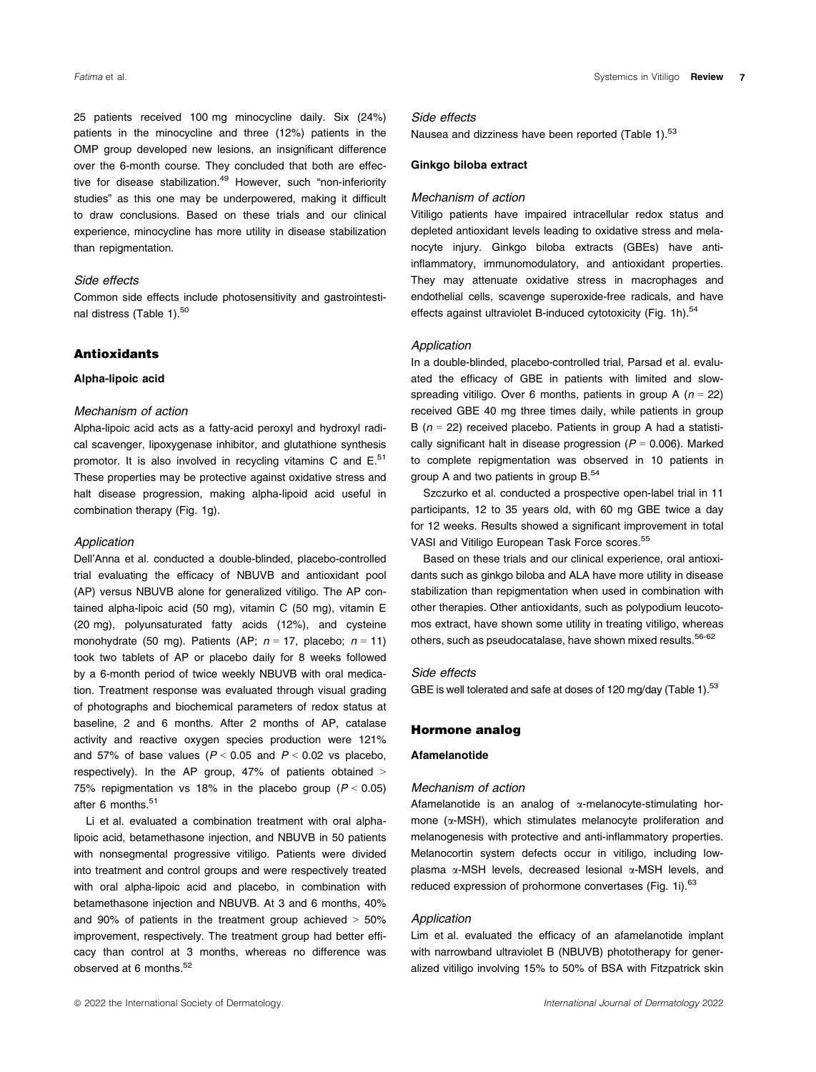25 patients received 100 mg minocycline daily. Six (24%) patients in the minocycline and three (12%) patients in the OMP group developed new lesions, an insignificant difference over the 6-month course. They concluded that both are effective for disease stabilization.[49] However, such "non-inferiority studies" as this one may be underpowered, making it difficult to draw conclusions. Based on these trials and our clinical experience, minocycline has more utility in disease stabilization than repigmentation.

#### Side effects

Common side effects include photosensitivity and gastrointestinal distress (Table 1).[50]

## Antioxidants

### Alpha-lipoic acid

#### Mechanism of action

Alpha-lipoic acid acts as a fatty-acid peroxyl and hydroxyl radical scavenger, lipoxygenase inhibitor, and glutathione synthesis promotor. It is also involved in recycling vitamins C and E.[51] These properties may be protective against oxidative stress and halt disease progression, making alpha-lipoid acid useful in combination therapy (Fig. 1g).

#### Application

Dell'Anna et al. conducted a double-blinded, placebo-controlled trial evaluating the efficacy of NBUVB and antioxidant pool (AP) versus NBUVB alone for generalized vitiligo. The AP contained alpha-lipoic acid (50 mg), vitamin C (50 mg), vitamin E (20 mg), polyunsaturated fatty acids (12%), and cysteine monohydrate (50 mg). Patients (AP; $n = 17$, placebo; $n = 11$) took two tablets of AP or placebo daily for 8 weeks followed by a 6-month period of twice weekly NBUVB with oral medication. Treatment response was evaluated through visual grading of photographs and biochemical parameters of redox status at baseline, 2 and 6 months. After 2 months of AP, catalase activity and reactive oxygen species production were 121% and 57% of base values ($P < 0.05$ and $P < 0.02$ vs placebo, respectively). In the AP group, 47% of patients obtained > 75% repigmentation vs 18% in the placebo group ($P < 0.05$) after 6 months.[51]

Li et al. evaluated a combination treatment with oral alpha-lipoic acid, betamethasone injection, and NBUVB in 50 patients with nonsegmental progressive vitiligo. Patients were divided into treatment and control groups and were respectively treated with oral alpha-lipoic acid and placebo, in combination with betamethasone injection and NBUVB. At 3 and 6 months, 40% and 90% of patients in the treatment group achieved > 50% improvement, respectively. The treatment group had better efficacy than control at 3 months, whereas no difference was observed at 6 months.[52]

#### Side effects

Nausea and dizziness have been reported (Table 1).[53]

### Ginkgo biloba extract

#### Mechanism of action

Vitiligo patients have impaired intracellular redox status and depleted antioxidant levels leading to oxidative stress and melanocyte injury. Ginkgo biloba extracts (GBEs) have anti-inflammatory, immunomodulatory, and antioxidant properties. They may attenuate oxidative stress in macrophages and endothelial cells, scavenge superoxide-free radicals, and have effects against ultraviolet B-induced cytotoxicity (Fig. 1h).[54]

#### Application

In a double-blinded, placebo-controlled trial, Parsad et al. evaluated the efficacy of GBE in patients with limited and slow-spreading vitiligo. Over 6 months, patients in group A ($n = 22$) received GBE 40 mg three times daily, while patients in group B ($n = 22$) received placebo. Patients in group A had a statistically significant halt in disease progression ($P = 0.006$). Marked to complete repigmentation was observed in 10 patients in group A and two patients in group B.[54]

Szczurko et al. conducted a prospective open-label trial in 11 participants, 12 to 35 years old, with 60 mg GBE twice a day for 12 weeks. Results showed a significant improvement in total VASI and Vitiligo European Task Force scores.[55]

Based on these trials and our clinical experience, oral antioxidants such as ginkgo biloba and ALA have more utility in disease stabilization than repigmentation when used in combination with other therapies. Other antioxidants, such as polypodium leucotomos extract, have shown some utility in treating vitiligo, whereas others, such as pseudocatalase, have shown mixed results.[56-62]

#### Side effects

GBE is well tolerated and safe at doses of 120 mg/day (Table 1).[53]

## Hormone analog

### Afamelanotide

#### Mechanism of action

Afamelanotide is an analog of α-melanocyte-stimulating hormone (α-MSH), which stimulates melanocyte proliferation and melanogenesis with protective and anti-inflammatory properties. Melanocortin system defects occur in vitiligo, including low-plasma α-MSH levels, decreased lesional α-MSH levels, and reduced expression of prohormone convertases (Fig. 1i).[63]

#### Application

Lim et al. evaluated the efficacy of an afamelanotide implant with narrowband ultraviolet B (NBUVB) phototherapy for generalized vitiligo involving 15% to 50% of BSA with Fitzpatrick skin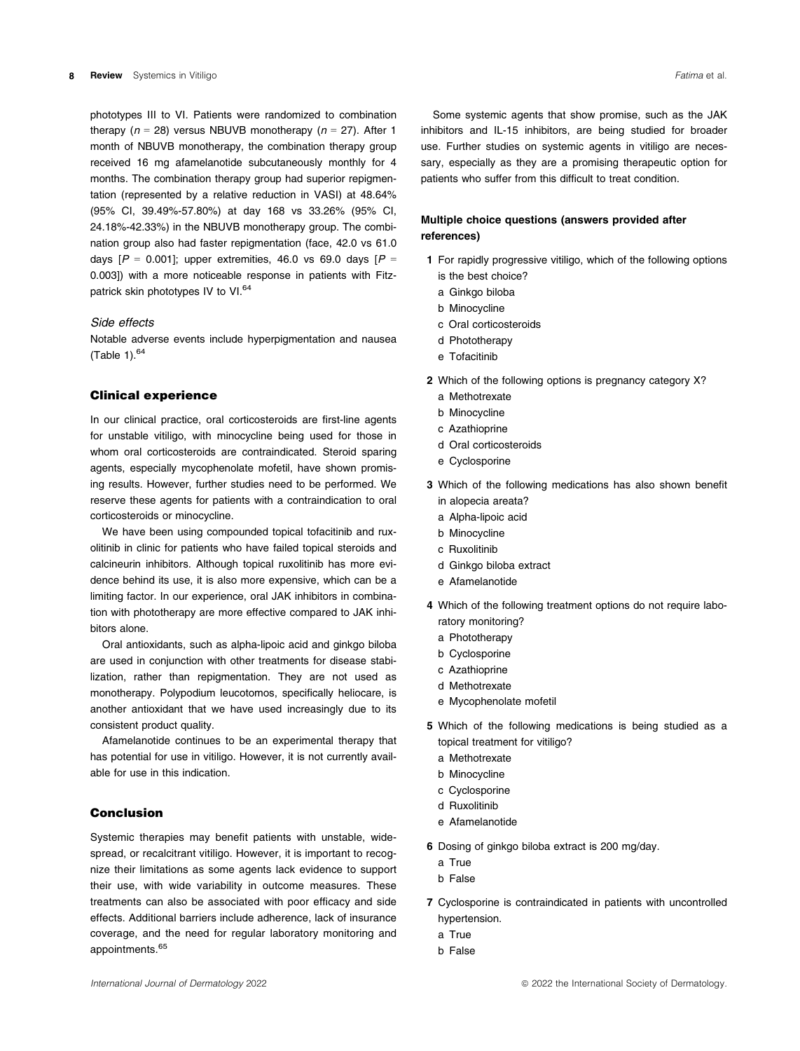phototypes III to VI. Patients were randomized to combination therapy ($n = 28$) versus NBUVB monotherapy ($n = 27$). After 1 month of NBUVB monotherapy, the combination therapy group received 16 mg afamelanotide subcutaneously monthly for 4 months. The combination therapy group had superior repigmentation (represented by a relative reduction in VASI) at 48.64% (95% CI, 39.49%-57.80%) at day 168 vs 33.26% (95% CI, 24.18%-42.33%) in the NBUVB monotherapy group. The combination group also had faster repigmentation (face, 42.0 vs 61.0 days [$P = 0.001$]; upper extremities, 46.0 vs 69.0 days [$P = 0.003$]) with a more noticeable response in patients with Fitzpatrick skin phototypes IV to VI.[64]

#### Side effects

Notable adverse events include hyperpigmentation and nausea (Table 1).[64]

## Clinical experience

In our clinical practice, oral corticosteroids are first-line agents for unstable vitiligo, with minocycline being used for those in whom oral corticosteroids are contraindicated. Steroid sparing agents, especially mycophenolate mofetil, have shown promising results. However, further studies need to be performed. We reserve these agents for patients with a contraindication to oral corticosteroids or minocycline.

We have been using compounded topical tofacitinib and ruxolitinib in clinic for patients who have failed topical steroids and calcineurin inhibitors. Although topical ruxolitinib has more evidence behind its use, it is also more expensive, which can be a limiting factor. In our experience, oral JAK inhibitors in combination with phototherapy are more effective compared to JAK inhibitors alone.

Oral antioxidants, such as alpha-lipoic acid and ginkgo biloba are used in conjunction with other treatments for disease stabilization, rather than repigmentation. They are not used as monotherapy. Polypodium leucotomos, specifically heliocare, is another antioxidant that we have used increasingly due to its consistent product quality.

Afamelanotide continues to be an experimental therapy that has potential for use in vitiligo. However, it is not currently available for use in this indication.

## Conclusion

Systemic therapies may benefit patients with unstable, widespread, or recalcitrant vitiligo. However, it is important to recognize their limitations as some agents lack evidence to support their use, with wide variability in outcome measures. These treatments can also be associated with poor efficacy and side effects. Additional barriers include adherence, lack of insurance coverage, and the need for regular laboratory monitoring and appointments.[65]

Some systemic agents that show promise, such as the JAK inhibitors and IL-15 inhibitors, are being studied for broader use. Further studies on systemic agents in vitiligo are necessary, especially as they are a promising therapeutic option for patients who suffer from this difficult to treat condition.

### Multiple choice questions (answers provided after references)

1 For rapidly progressive vitiligo, which of the following options is the best choice?
- a Ginkgo biloba
- b Minocycline
- c Oral corticosteroids
- d Phototherapy
- e Tofacitinib

2 Which of the following options is pregnancy category X?
- a Methotrexate
- b Minocycline
- c Azathioprine
- d Oral corticosteroids
- e Cyclosporine

3 Which of the following medications has also shown benefit in alopecia areata?
- a Alpha-lipoic acid
- b Minocycline
- c Ruxolitinib
- d Ginkgo biloba extract
- e Afamelanotide

4 Which of the following treatment options do not require laboratory monitoring?
- a Phototherapy
- b Cyclosporine
- c Azathioprine
- d Methotrexate
- e Mycophenolate mofetil

5 Which of the following medications is being studied as a topical treatment for vitiligo?
- a Methotrexate
- b Minocycline
- c Cyclosporine
- d Ruxolitinib
- e Afamelanotide

6 Dosing of ginkgo biloba extract is 200 mg/day.
- a True
- b False

7 Cyclosporine is contraindicated in patients with uncontrolled hypertension.
- a True
- b False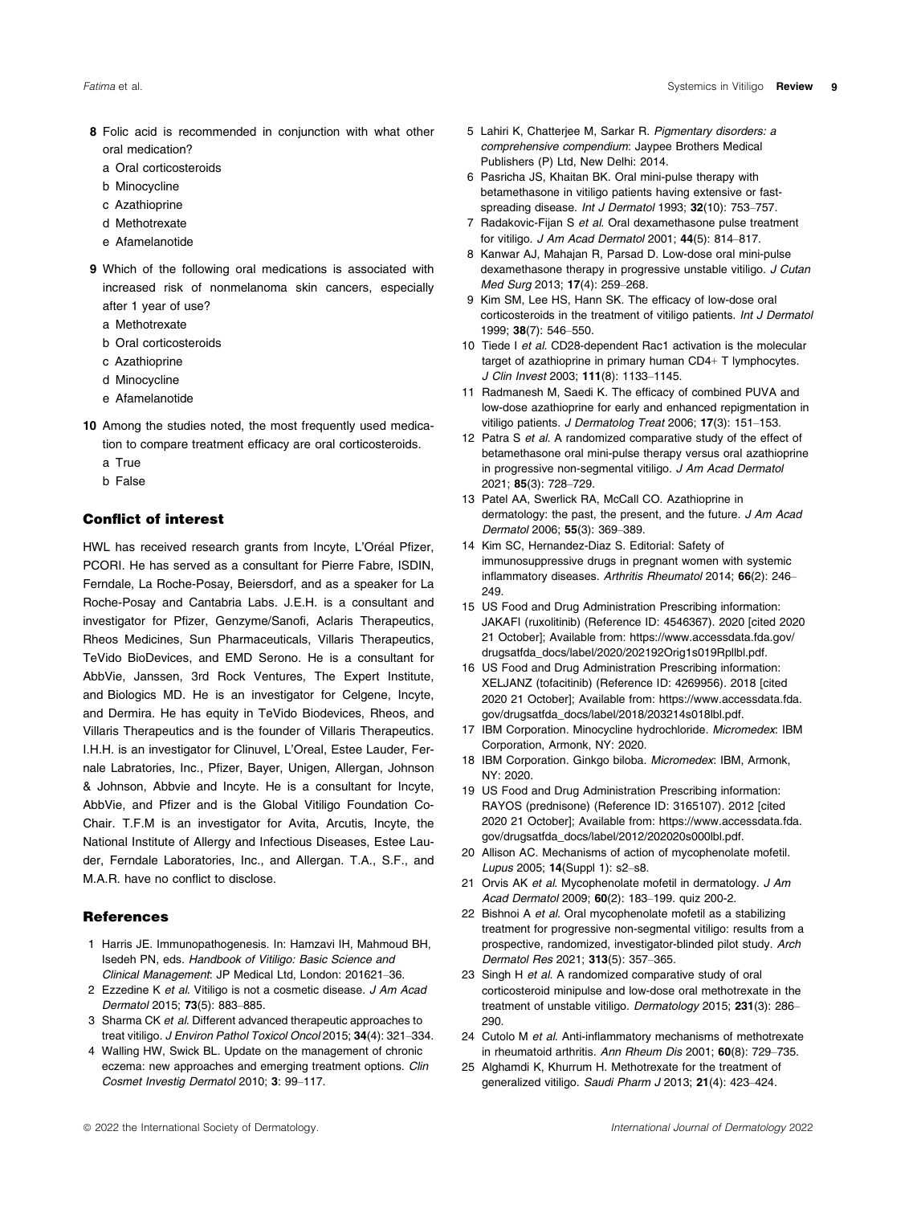**8** Folic acid is recommended in conjunction with what other oral medication?

a Oral corticosteroids
b Minocycline
c Azathioprine
d Methotrexate
e Afamelanotide

**9** Which of the following oral medications is associated with increased risk of nonmelanoma skin cancers, especially after 1 year of use?

a Methotrexate
b Oral corticosteroids
c Azathioprine
d Minocycline
e Afamelanotide

**10** Among the studies noted, the most frequently used medication to compare treatment efficacy are oral corticosteroids.

a True
b False

## Conflict of interest

HWL has received research grants from Incyte, L'Oréal Pfizer, PCORI. He has served as a consultant for Pierre Fabre, ISDIN, Ferndale, La Roche-Posay, Beiersdorf, and as a speaker for La Roche-Posay and Cantabria Labs. J.E.H. is a consultant and investigator for Pfizer, Genzyme/Sanofi, Aclaris Therapeutics, Rheos Medicines, Sun Pharmaceuticals, Villaris Therapeutics, TeVido BioDevices, and EMD Serono. He is a consultant for AbbVie, Janssen, 3rd Rock Ventures, The Expert Institute, and Biologics MD. He is an investigator for Celgene, Incyte, and Dermira. He has equity in TeVido Biodevices, Rheos, and Villaris Therapeutics and is the founder of Villaris Therapeutics. I.H.H. is an investigator for Clinuvel, L'Oreal, Estee Lauder, Fernale Labratories, Inc., Pfizer, Bayer, Unigen, Allergan, Johnson & Johnson, Abbvie and Incyte. He is a consultant for Incyte, AbbVie, and Pfizer and is the Global Vitiligo Foundation Co-Chair. T.F.M is an investigator for Avita, Arcutis, Incyte, the National Institute of Allergy and Infectious Diseases, Estee Lauder, Ferndale Laboratories, Inc., and Allergan. T.A., S.F., and M.A.R. have no conflict to disclose.

## References

1 Harris JE. Immunopathogenesis. In: Hamzavi IH, Mahmoud BH, Isedeh PN, eds. *Handbook of Vitiligo: Basic Science and Clinical Management*: JP Medical Ltd, London: 201621–36.

2 Ezzedine K *et al*. Vitiligo is not a cosmetic disease. *J Am Acad Dermatol* 2015; **73**(5): 883–885.

3 Sharma CK *et al*. Different advanced therapeutic approaches to treat vitiligo. *J Environ Pathol Toxicol Oncol* 2015; **34**(4): 321–334.

4 Walling HW, Swick BL. Update on the management of chronic eczema: new approaches and emerging treatment options. *Clin Cosmet Investig Dermatol* 2010; **3**: 99–117.

5 Lahiri K, Chatterjee M, Sarkar R. *Pigmentary disorders: a comprehensive compendium*: Jaypee Brothers Medical Publishers (P) Ltd, New Delhi: 2014.

6 Pasricha JS, Khaitan BK. Oral mini-pulse therapy with betamethasone in vitiligo patients having extensive or fast-spreading disease. *Int J Dermatol* 1993; **32**(10): 753–757.

7 Radakovic-Fijan S *et al*. Oral dexamethasone pulse treatment for vitiligo. *J Am Acad Dermatol* 2001; **44**(5): 814–817.

8 Kanwar AJ, Mahajan R, Parsad D. Low-dose oral mini-pulse dexamethasone therapy in progressive unstable vitiligo. *J Cutan Med Surg* 2013; **17**(4): 259–268.

9 Kim SM, Lee HS, Hann SK. The efficacy of low-dose oral corticosteroids in the treatment of vitiligo patients. *Int J Dermatol* 1999; **38**(7): 546–550.

10 Tiede I *et al*. CD28-dependent Rac1 activation is the molecular target of azathioprine in primary human CD4+ T lymphocytes. *J Clin Invest* 2003; **111**(8): 1133–1145.

11 Radmanesh M, Saedi K. The efficacy of combined PUVA and low-dose azathioprine for early and enhanced repigmentation in vitiligo patients. *J Dermatolog Treat* 2006; **17**(3): 151–153.

12 Patra S *et al*. A randomized comparative study of the effect of betamethasone oral mini-pulse therapy versus oral azathioprine in progressive non-segmental vitiligo. *J Am Acad Dermatol* 2021; **85**(3): 728–729.

13 Patel AA, Swerlick RA, McCall CO. Azathioprine in dermatology: the past, the present, and the future. *J Am Acad Dermatol* 2006; **55**(3): 369–389.

14 Kim SC, Hernandez-Diaz S. Editorial: Safety of immunosuppressive drugs in pregnant women with systemic inflammatory diseases. *Arthritis Rheumatol* 2014; **66**(2): 246–249.

15 US Food and Drug Administration Prescribing information: JAKAFI (ruxolitinib) (Reference ID: 4546367). 2020 [cited 2020 21 October]; Available from: https://www.accessdata.fda.gov/drugsatfda_docs/label/2020/202192Orig1s019Rpllbl.pdf.

16 US Food and Drug Administration Prescribing information: XELJANZ (tofacitinib) (Reference ID: 4269956). 2018 [cited 2020 21 October]; Available from: https://www.accessdata.fda.gov/drugsatfda_docs/label/2018/203214s018lbl.pdf.

17 IBM Corporation. Minocycline hydrochloride. *Micromedex*: IBM Corporation, Armonk, NY: 2020.

18 IBM Corporation. Ginkgo biloba. *Micromedex*: IBM, Armonk, NY: 2020.

19 US Food and Drug Administration Prescribing information: RAYOS (prednisone) (Reference ID: 3165107). 2012 [cited 2020 21 October]; Available from: https://www.accessdata.fda.gov/drugsatfda_docs/label/2012/202020s000lbl.pdf.

20 Allison AC. Mechanisms of action of mycophenolate mofetil. *Lupus* 2005; **14**(Suppl 1): s2–s8.

21 Orvis AK *et al*. Mycophenolate mofetil in dermatology. *J Am Acad Dermatol* 2009; **60**(2): 183–199. quiz 200-2.

22 Bishnoi A *et al*. Oral mycophenolate mofetil as a stabilizing treatment for progressive non-segmental vitiligo: results from a prospective, randomized, investigator-blinded pilot study. *Arch Dermatol Res* 2021; **313**(5): 357–365.

23 Singh H *et al*. A randomized comparative study of oral corticosteroid minipulse and low-dose oral methotrexate in the treatment of unstable vitiligo. *Dermatology* 2015; **231**(3): 286–290.

24 Cutolo M *et al*. Anti-inflammatory mechanisms of methotrexate in rheumatoid arthritis. *Ann Rheum Dis* 2001; **60**(8): 729–735.

25 Alghamdi K, Khurrum H. Methotrexate for the treatment of generalized vitiligo. *Saudi Pharm J* 2013; **21**(4): 423–424.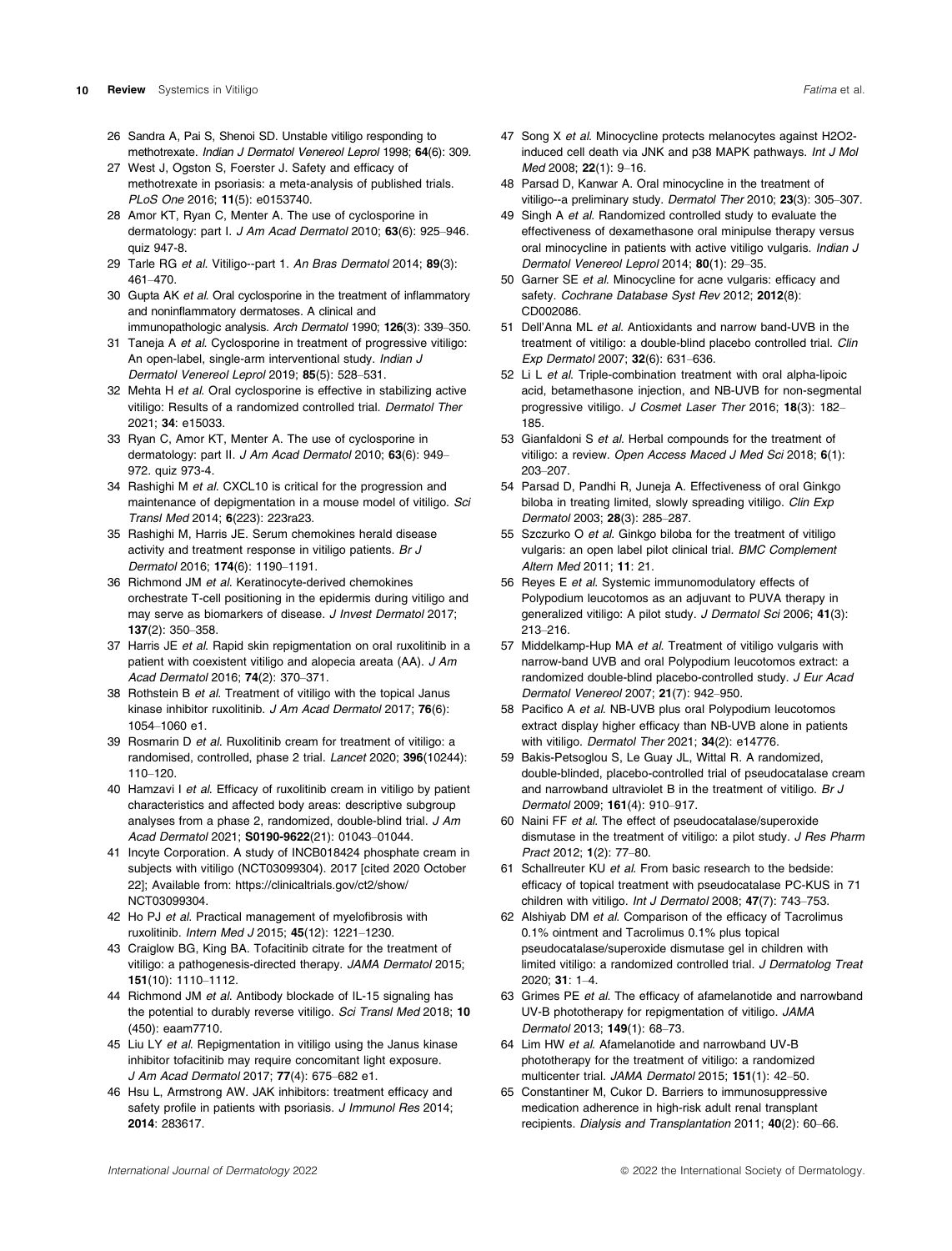26 Sandra A, Pai S, Shenoi SD. Unstable vitiligo responding to methotrexate. *Indian J Dermatol Venereol Leprol* 1998; **64**(6): 309.

27 West J, Ogston S, Foerster J. Safety and efficacy of methotrexate in psoriasis: a meta-analysis of published trials. *PLoS One* 2016; **11**(5): e0153740.

28 Amor KT, Ryan C, Menter A. The use of cyclosporine in dermatology: part I. *J Am Acad Dermatol* 2010; **63**(6): 925–946. quiz 947-8.

29 Tarle RG *et al*. Vitiligo--part 1. *An Bras Dermatol* 2014; **89**(3): 461–470.

30 Gupta AK *et al*. Oral cyclosporine in the treatment of inflammatory and noninflammatory dermatoses. A clinical and immunopathologic analysis. *Arch Dermatol* 1990; **126**(3): 339–350.

31 Taneja A *et al*. Cyclosporine in treatment of progressive vitiligo: An open-label, single-arm interventional study. *Indian J Dermatol Venereol Leprol* 2019; **85**(5): 528–531.

32 Mehta H *et al*. Oral cyclosporine is effective in stabilizing active vitiligo: Results of a randomized controlled trial. *Dermatol Ther* 2021; **34**: e15033.

33 Ryan C, Amor KT, Menter A. The use of cyclosporine in dermatology: part II. *J Am Acad Dermatol* 2010; **63**(6): 949–972. quiz 973-4.

34 Rashighi M *et al*. CXCL10 is critical for the progression and maintenance of depigmentation in a mouse model of vitiligo. *Sci Transl Med* 2014; **6**(223): 223ra23.

35 Rashighi M, Harris JE. Serum chemokines herald disease activity and treatment response in vitiligo patients. *Br J Dermatol* 2016; **174**(6): 1190–1191.

36 Richmond JM *et al*. Keratinocyte-derived chemokines orchestrate T-cell positioning in the epidermis during vitiligo and may serve as biomarkers of disease. *J Invest Dermatol* 2017; **137**(2): 350–358.

37 Harris JE *et al*. Rapid skin repigmentation on oral ruxolitinib in a patient with coexistent vitiligo and alopecia areata (AA). *J Am Acad Dermatol* 2016; **74**(2): 370–371.

38 Rothstein B *et al*. Treatment of vitiligo with the topical Janus kinase inhibitor ruxolitinib. *J Am Acad Dermatol* 2017; **76**(6): 1054–1060 e1.

39 Rosmarin D *et al*. Ruxolitinib cream for treatment of vitiligo: a randomised, controlled, phase 2 trial. *Lancet* 2020; **396**(10244): 110–120.

40 Hamzavi I *et al*. Efficacy of ruxolitinib cream in vitiligo by patient characteristics and affected body areas: descriptive subgroup analyses from a phase 2, randomized, double-blind trial. *J Am Acad Dermatol* 2021; **S0190-9622**(21): 01043–01044.

41 Incyte Corporation. A study of INCB018424 phosphate cream in subjects with vitiligo (NCT03099304). 2017 [cited 2020 October 22]; Available from: https://clinicaltrials.gov/ct2/show/NCT03099304.

42 Ho PJ *et al*. Practical management of myelofibrosis with ruxolitinib. *Intern Med J* 2015; **45**(12): 1221–1230.

43 Craiglow BG, King BA. Tofacitinib citrate for the treatment of vitiligo: a pathogenesis-directed therapy. *JAMA Dermatol* 2015; **151**(10): 1110–1112.

44 Richmond JM *et al*. Antibody blockade of IL-15 signaling has the potential to durably reverse vitiligo. *Sci Transl Med* 2018; **10** (450): eaam7710.

45 Liu LY *et al*. Repigmentation in vitiligo using the Janus kinase inhibitor tofacitinib may require concomitant light exposure. *J Am Acad Dermatol* 2017; **77**(4): 675–682 e1.

46 Hsu L, Armstrong AW. JAK inhibitors: treatment efficacy and safety profile in patients with psoriasis. *J Immunol Res* 2014; **2014**: 283617.

47 Song X *et al*. Minocycline protects melanocytes against H2O2-induced cell death via JNK and p38 MAPK pathways. *Int J Mol Med* 2008; **22**(1): 9–16.

48 Parsad D, Kanwar A. Oral minocycline in the treatment of vitiligo--a preliminary study. *Dermatol Ther* 2010; **23**(3): 305–307.

49 Singh A *et al*. Randomized controlled study to evaluate the effectiveness of dexamethasone oral minipulse therapy versus oral minocycline in patients with active vitiligo vulgaris. *Indian J Dermatol Venereol Leprol* 2014; **80**(1): 29–35.

50 Garner SE *et al*. Minocycline for acne vulgaris: efficacy and safety. *Cochrane Database Syst Rev* 2012; **2012**(8): CD002086.

51 Dell'Anna ML *et al*. Antioxidants and narrow band-UVB in the treatment of vitiligo: a double-blind placebo controlled trial. *Clin Exp Dermatol* 2007; **32**(6): 631–636.

52 Li L *et al*. Triple-combination treatment with oral alpha-lipoic acid, betamethasone injection, and NB-UVB for non-segmental progressive vitiligo. *J Cosmet Laser Ther* 2016; **18**(3): 182–185.

53 Gianfaldoni S *et al*. Herbal compounds for the treatment of vitiligo: a review. *Open Access Maced J Med Sci* 2018; **6**(1): 203–207.

54 Parsad D, Pandhi R, Juneja A. Effectiveness of oral Ginkgo biloba in treating limited, slowly spreading vitiligo. *Clin Exp Dermatol* 2003; **28**(3): 285–287.

55 Szczurko O *et al*. Ginkgo biloba for the treatment of vitiligo vulgaris: an open label pilot clinical trial. *BMC Complement Altern Med* 2011; **11**: 21.

56 Reyes E *et al*. Systemic immunomodulatory effects of Polypodium leucotomos as an adjuvant to PUVA therapy in generalized vitiligo: A pilot study. *J Dermatol Sci* 2006; **41**(3): 213–216.

57 Middelkamp-Hup MA *et al*. Treatment of vitiligo vulgaris with narrow-band UVB and oral Polypodium leucotomos extract: a randomized double-blind placebo-controlled study. *J Eur Acad Dermatol Venereol* 2007; **21**(7): 942–950.

58 Pacifico A *et al*. NB-UVB plus oral Polypodium leucotomos extract display higher efficacy than NB-UVB alone in patients with vitiligo. *Dermatol Ther* 2021; **34**(2): e14776.

59 Bakis-Petsoglou S, Le Guay JL, Wittal R. A randomized, double-blinded, placebo-controlled trial of pseudocatalase cream and narrowband ultraviolet B in the treatment of vitiligo. *Br J Dermatol* 2009; **161**(4): 910–917.

60 Naini FF *et al*. The effect of pseudocatalase/superoxide dismutase in the treatment of vitiligo: a pilot study. *J Res Pharm Pract* 2012; **1**(2): 77–80.

61 Schallreuter KU *et al*. From basic research to the bedside: efficacy of topical treatment with pseudocatalase PC-KUS in 71 children with vitiligo. *Int J Dermatol* 2008; **47**(7): 743–753.

62 Alshiyab DM *et al*. Comparison of the efficacy of Tacrolimus 0.1% ointment and Tacrolimus 0.1% plus topical pseudocatalase/superoxide dismutase gel in children with limited vitiligo: a randomized controlled trial. *J Dermatolog Treat* 2020; **31**: 1–4.

63 Grimes PE *et al*. The efficacy of afamelanotide and narrowband UV-B phototherapy for repigmentation of vitiligo. *JAMA Dermatol* 2013; **149**(1): 68–73.

64 Lim HW *et al*. Afamelanotide and narrowband UV-B phototherapy for the treatment of vitiligo: a randomized multicenter trial. *JAMA Dermatol* 2015; **151**(1): 42–50.

65 Constantiner M, Cukor D. Barriers to immunosuppressive medication adherence in high-risk adult renal transplant recipients. *Dialysis and Transplantation* 2011; **40**(2): 60–66.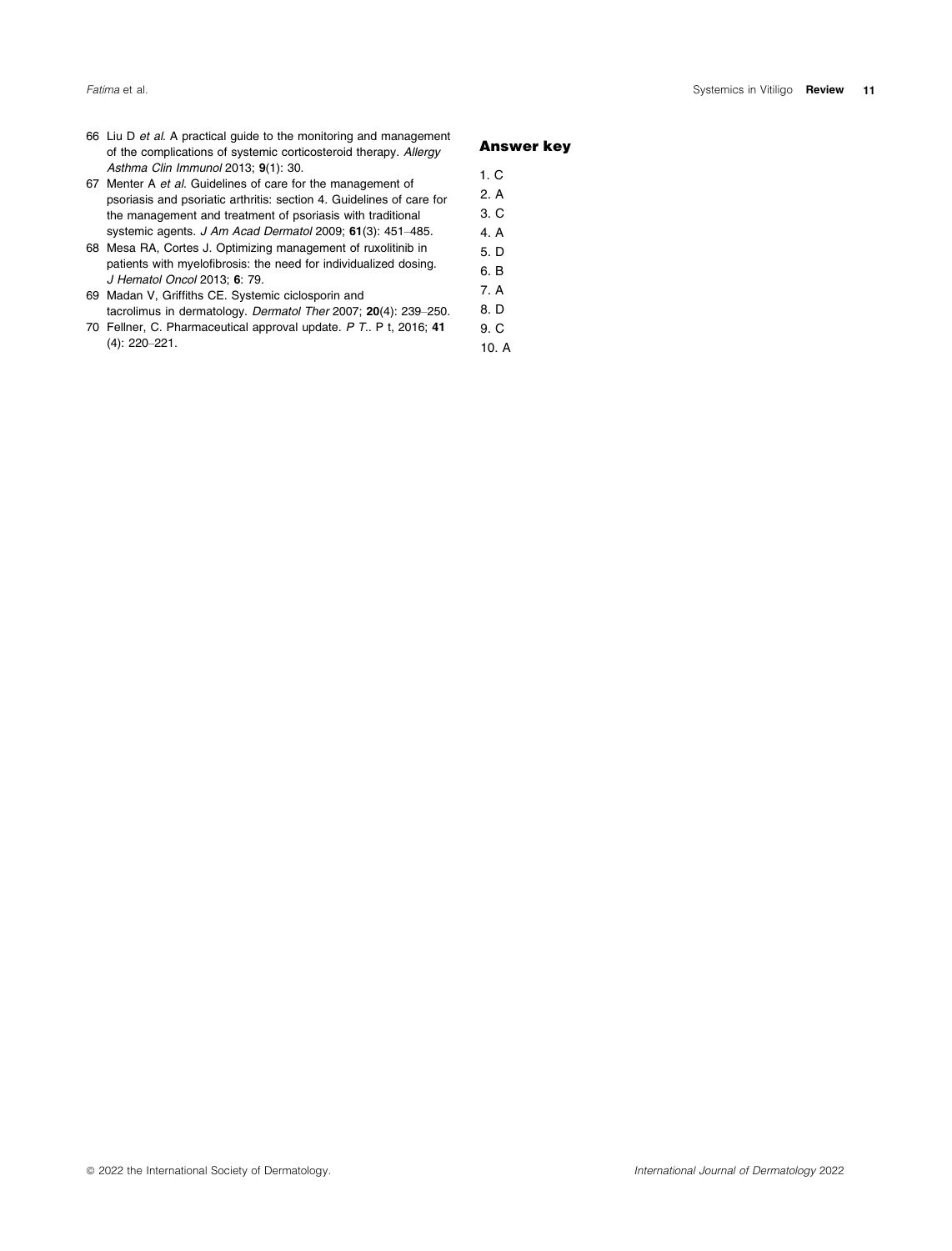66 Liu D *et al*. A practical guide to the monitoring and management of the complications of systemic corticosteroid therapy. *Allergy Asthma Clin Immunol* 2013; **9**(1): 30.

67 Menter A *et al*. Guidelines of care for the management of psoriasis and psoriatic arthritis: section 4. Guidelines of care for the management and treatment of psoriasis with traditional systemic agents. *J Am Acad Dermatol* 2009; **61**(3): 451–485.

68 Mesa RA, Cortes J. Optimizing management of ruxolitinib in patients with myelofibrosis: the need for individualized dosing. *J Hematol Oncol* 2013; **6**: 79.

69 Madan V, Griffiths CE. Systemic ciclosporin and tacrolimus in dermatology. *Dermatol Ther* 2007; **20**(4): 239–250.

70 Fellner, C. Pharmaceutical approval update. *P T*.. P t, 2016; **41** (4): 220–221.

## Answer key

1. C
2. A
3. C
4. A
5. D
6. B
7. A
8. D
9. C
10. A